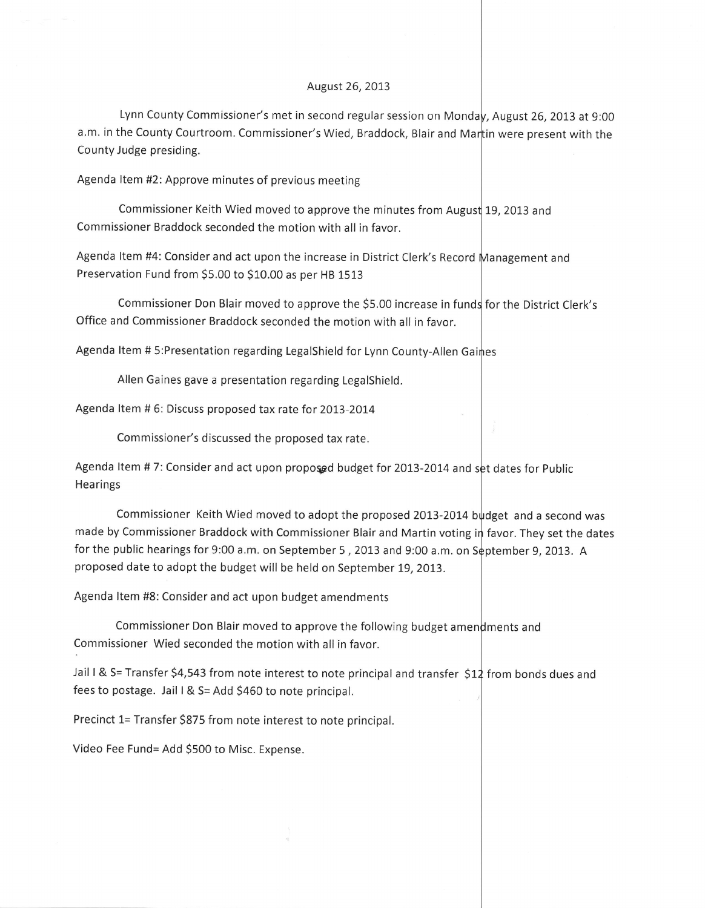August 26, 2013

Lynn County Commissioner's met in second regular session on Monday, August 26, 2013 at 9:00 a.m. in the County Courtroom. Commissioner's Wied, Braddock, Blair and Martin were present with the County Judge presiding.

Agenda Item #2: Approve minutes of previous meeting

Commissioner Keith Wied moved to approve the minutes from August 19, 2013 and Commissioner Braddock seconded the motion with all in favor.

Agenda Item #4: Consider and act upon the increase in District Clerk's Record Management and Preservation Fund from $5.00 to $10.00 as per HB 1513

Commissioner Don Blair moved to approve the $5.00 increase in funds for the District Clerk's Office and Commissioner Braddock seconded the motion with all in favor.

Agenda Item # 5:Presentation regarding LegalShield for Lynn County-Allen Gaines

Allen Gaines gave a presentation regarding LegalShield.

Agenda Item # 6: Discuss proposed tax rate for 2013-2014

Commissioner's discussed the proposed tax rate.

Agenda Item # 7: Consider and act upon proposed budget for 2013-2014 and set dates for Public Hearings

Commissioner Keith Wied moved to adopt the proposed 2013-2014 budget and a second was made by Commissioner Braddock with Commissioner Blair and Martin voting in favor. They set the dates for the public hearings for 9:00 a.m. on September 5 , 2013 and 9:00 a.m. on September 9, 2013. A proposed date to adopt the budget will be held on September 19, 2013.

Agenda Item #8: Consider and act upon budget amendments

Commissioner Don Blair moved to approve the following budget amendments and Commissioner Wied seconded the motion with all in favor.

Jail I & S= Transfer $4,543 from note interest to note principal and transfer $12 from bonds dues and fees to postage. Jail I & S= Add $460 to note principal.

Precinct 1= Transfer $875 from note interest to note principal.

Video Fee Fund= Add $500 to Misc. Expense.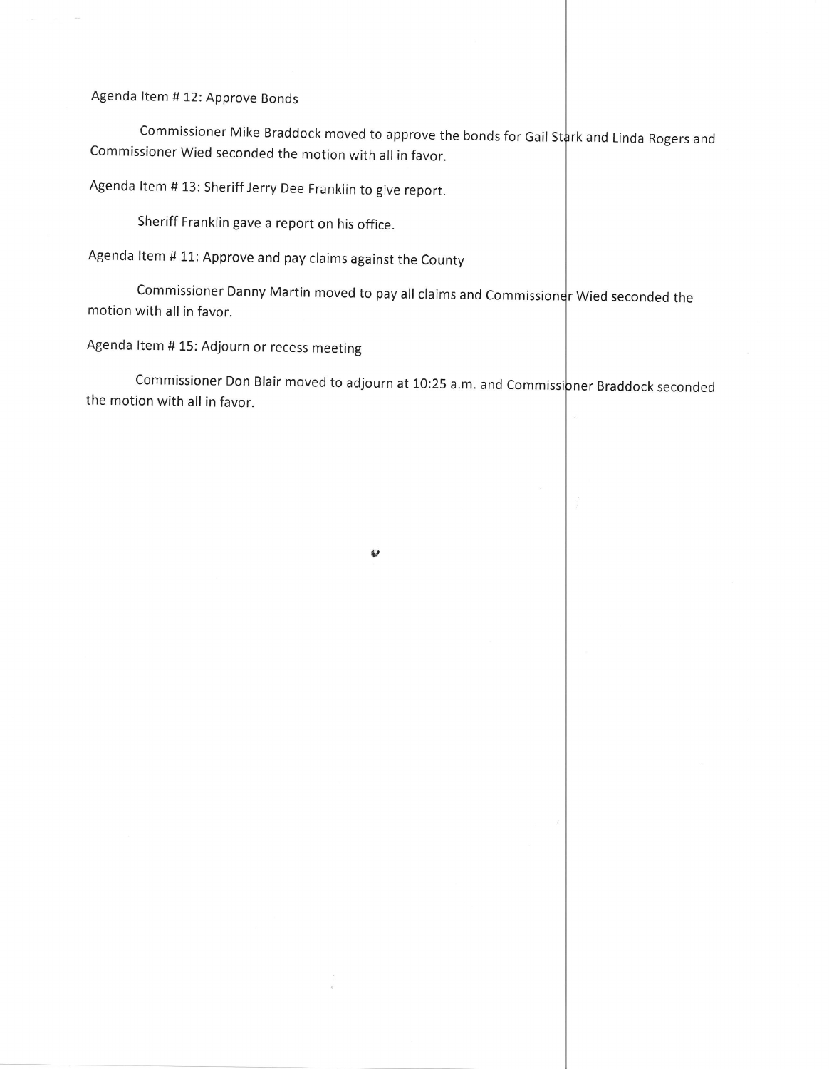Agenda Item # 12: Approve Bonds

Commissioner Mike Braddock moved to approve the bonds for Gail Stark and Linda Rogers and Commissioner Wied seconded the motion with all in favor.

Agenda Item # 13: Sheriff Jerry Dee Franklin to give report.

Sheriff Franklin gave a report on his office.

Agenda Item # 11: Approve and pay claims against the County

Commissioner Danny Martin moved to pay all claims and Commissioner Wied seconded the motion with all in favor.

Agenda Item # 15: Adjourn or recess meeting

Commissioner Don Blair moved to adjourn at 10:25 a.m. and Commissioner Braddock seconded the motion with all in favor.